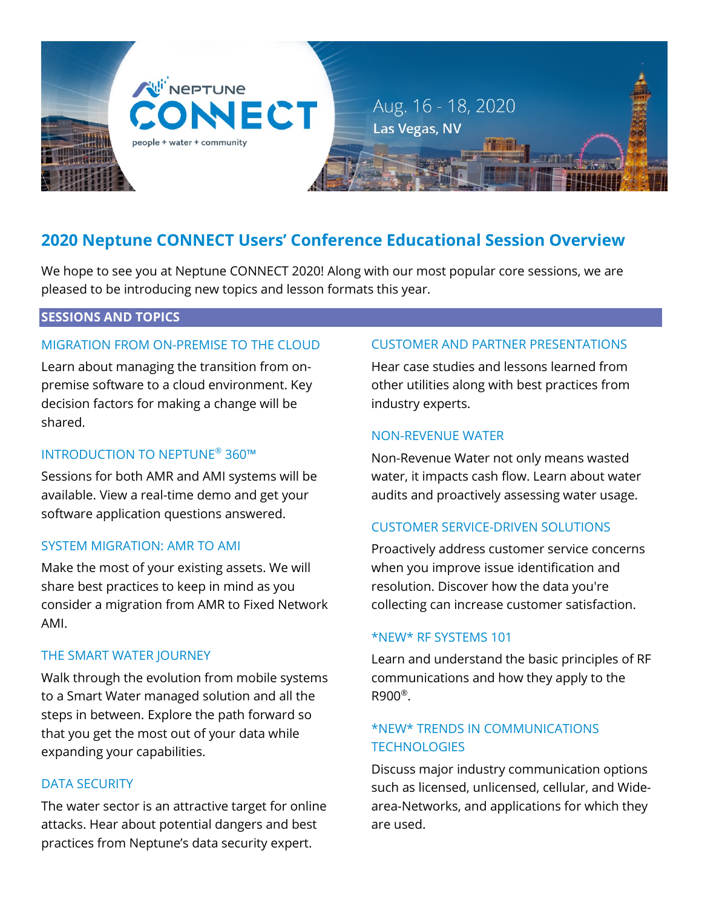Neptune CONNECT

people + water + community

Aug. 16 - 18, 2020

Las Vegas, NV

## 2020 Neptune CONNECT Users' Conference Educational Session Overview

We hope to see you at Neptune CONNECT 2020! Along with our most popular core sessions, we are pleased to be introducing new topics and lesson formats this year.

### SESSIONS AND TOPICS

#### MIGRATION FROM ON-PREMISE TO THE CLOUD

Learn about managing the transition from on-premise software to a cloud environment. Key decision factors for making a change will be shared.

#### INTRODUCTION TO NEPTUNE® 360™

Sessions for both AMR and AMI systems will be available. View a real-time demo and get your software application questions answered.

#### SYSTEM MIGRATION: AMR TO AMI

Make the most of your existing assets. We will share best practices to keep in mind as you consider a migration from AMR to Fixed Network AMI.

#### THE SMART WATER JOURNEY

Walk through the evolution from mobile systems to a Smart Water managed solution and all the steps in between. Explore the path forward so that you get the most out of your data while expanding your capabilities.

#### DATA SECURITY

The water sector is an attractive target for online attacks. Hear about potential dangers and best practices from Neptune's data security expert.

#### CUSTOMER AND PARTNER PRESENTATIONS

Hear case studies and lessons learned from other utilities along with best practices from industry experts.

#### NON-REVENUE WATER

Non-Revenue Water not only means wasted water, it impacts cash flow. Learn about water audits and proactively assessing water usage.

#### CUSTOMER SERVICE-DRIVEN SOLUTIONS

Proactively address customer service concerns when you improve issue identification and resolution. Discover how the data you're collecting can increase customer satisfaction.

#### *NEW* RF SYSTEMS 101

Learn and understand the basic principles of RF communications and how they apply to the R900®.

#### *NEW* TRENDS IN COMMUNICATIONS TECHNOLOGIES

Discuss major industry communication options such as licensed, unlicensed, cellular, and Wide-area-Networks, and applications for which they are used.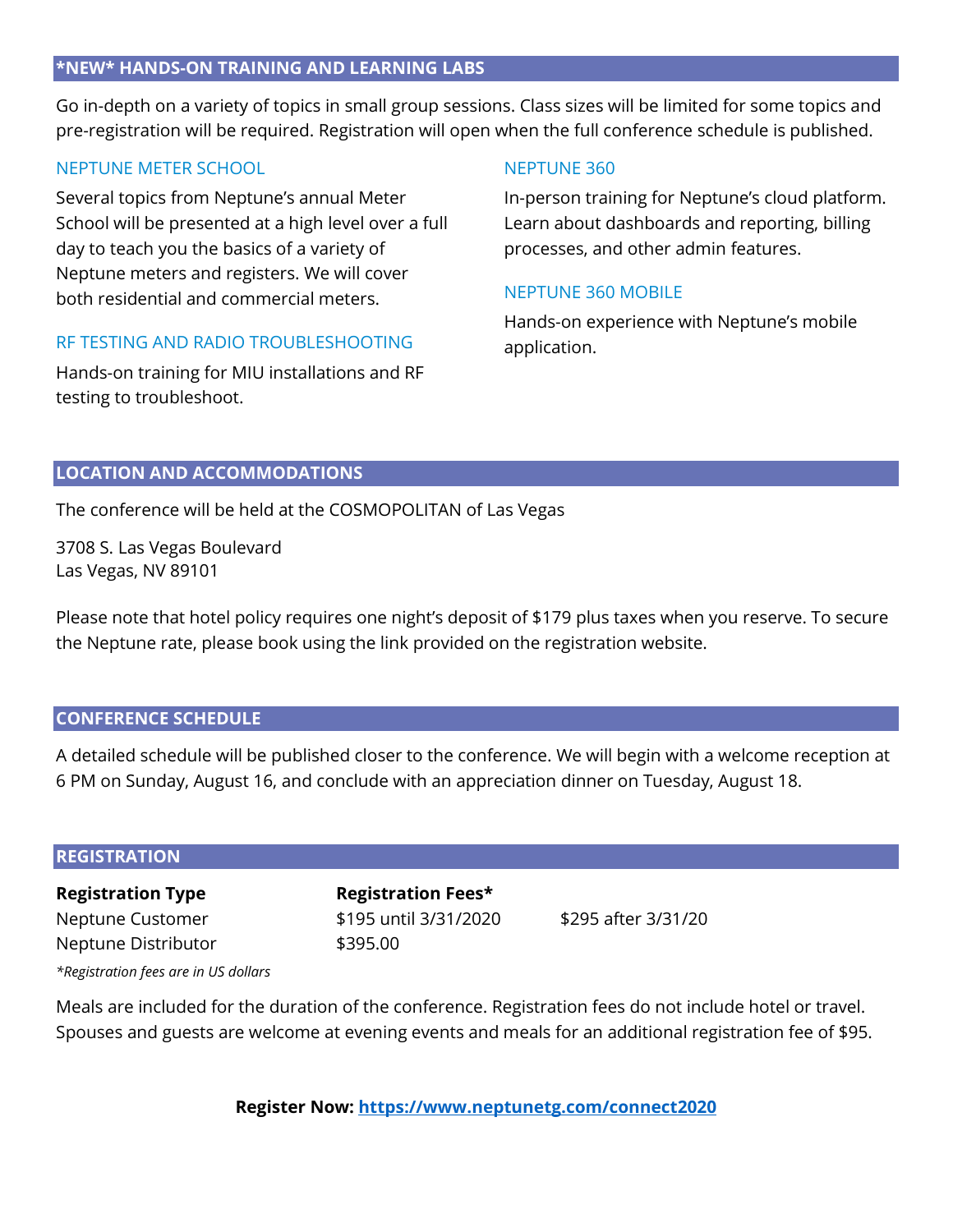## *NEW* HANDS-ON TRAINING AND LEARNING LABS

Go in-depth on a variety of topics in small group sessions. Class sizes will be limited for some topics and pre-registration will be required. Registration will open when the full conference schedule is published.

### NEPTUNE METER SCHOOL

Several topics from Neptune's annual Meter School will be presented at a high level over a full day to teach you the basics of a variety of Neptune meters and registers. We will cover both residential and commercial meters.

### RF TESTING AND RADIO TROUBLESHOOTING

Hands-on training for MIU installations and RF testing to troubleshoot.

### NEPTUNE 360

In-person training for Neptune's cloud platform. Learn about dashboards and reporting, billing processes, and other admin features.

### NEPTUNE 360 MOBILE

Hands-on experience with Neptune's mobile application.

## LOCATION AND ACCOMMODATIONS

The conference will be held at the COSMOPOLITAN of Las Vegas

3708 S. Las Vegas Boulevard
Las Vegas, NV 89101

Please note that hotel policy requires one night's deposit of $179 plus taxes when you reserve. To secure the Neptune rate, please book using the link provided on the registration website.

## CONFERENCE SCHEDULE

A detailed schedule will be published closer to the conference. We will begin with a welcome reception at 6 PM on Sunday, August 16, and conclude with an appreciation dinner on Tuesday, August 18.

## REGISTRATION

| Registration Type | Registration Fees* | |
|---|---|---|
| Neptune Customer | $195 until 3/31/2020 | $295 after 3/31/20 |
| Neptune Distributor | $395.00 | |

*\*Registration fees are in US dollars*

Meals are included for the duration of the conference. Registration fees do not include hotel or travel. Spouses and guests are welcome at evening events and meals for an additional registration fee of $95.

**Register Now: [https://www.neptunetg.com/connect2020](https://www.neptunetg.com/connect2020)**